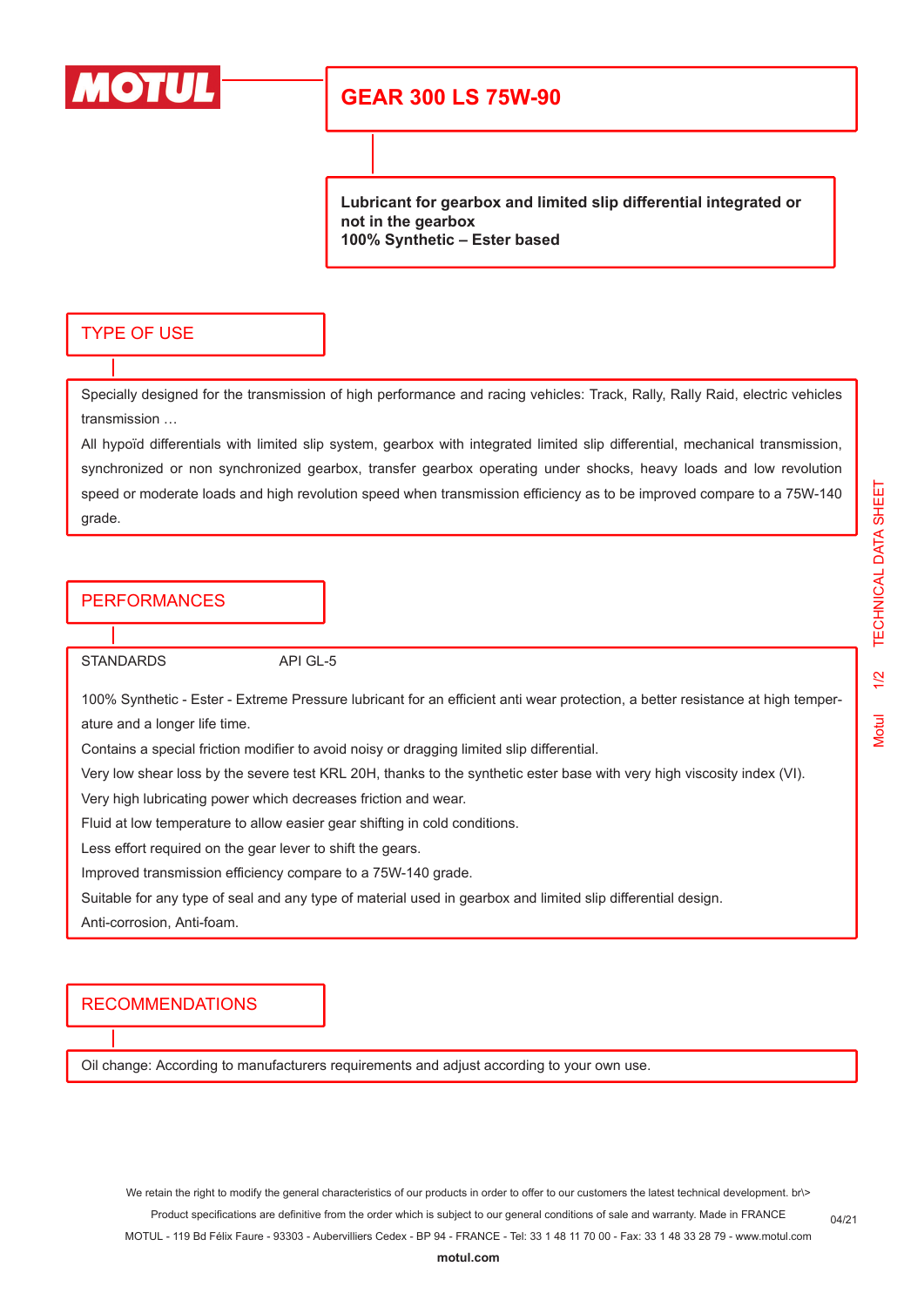# GEAR 300 LS 75W-90

**Lubricant for gearbox and limited slip differential integrated or not in the gearbox**
**100% Synthetic – Ester based**

## TYPE OF USE

Specially designed for the transmission of high performance and racing vehicles: Track, Rally, Rally Raid, electric vehicles transmission …

All hypoïd differentials with limited slip system, gearbox with integrated limited slip differential, mechanical transmission, synchronized or non synchronized gearbox, transfer gearbox operating under shocks, heavy loads and low revolution speed or moderate loads and high revolution speed when transmission efficiency as to be improved compare to a 75W-140 grade.

## PERFORMANCES

| STANDARDS | API GL-5 |
|---|---|

100% Synthetic - Ester - Extreme Pressure lubricant for an efficient anti wear protection, a better resistance at high temperature and a longer life time.

Contains a special friction modifier to avoid noisy or dragging limited slip differential.

Very low shear loss by the severe test KRL 20H, thanks to the synthetic ester base with very high viscosity index (VI).

Very high lubricating power which decreases friction and wear.

Fluid at low temperature to allow easier gear shifting in cold conditions.

Less effort required on the gear lever to shift the gears.

Improved transmission efficiency compare to a 75W-140 grade.

Suitable for any type of seal and any type of material used in gearbox and limited slip differential design.

Anti-corrosion, Anti-foam.

## RECOMMENDATIONS

Oil change: According to manufacturers requirements and adjust according to your own use.

We retain the right to modify the general characteristics of our products in order to offer to our customers the latest technical development. br\>
Product specifications are definitive from the order which is subject to our general conditions of sale and warranty. Made in FRANCE
MOTUL - 119 Bd Félix Faure - 93303 - Aubervilliers Cedex - BP 94 - FRANCE - Tel: 33 1 48 11 70 00 - Fax: 33 1 48 33 28 79 - www.motul.com

**motul.com**

04/21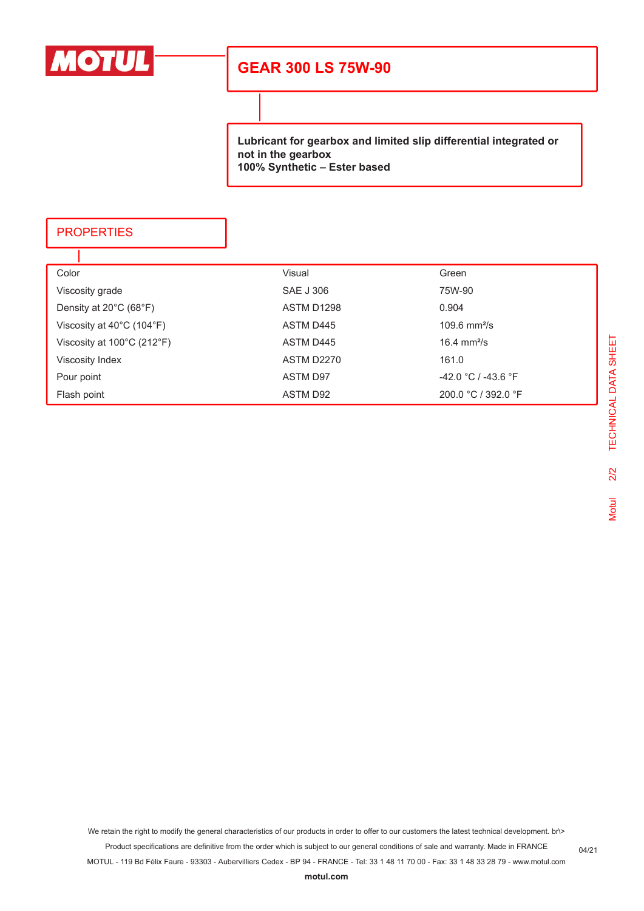# GEAR 300 LS 75W-90

**Lubricant for gearbox and limited slip differential integrated or not in the gearbox**
**100% Synthetic – Ester based**

## PROPERTIES

| | | |
|---|---|---|
| Color | Visual | Green |
| Viscosity grade | SAE J 306 | 75W-90 |
| Density at 20°C (68°F) | ASTM D1298 | 0.904 |
| Viscosity at 40°C (104°F) | ASTM D445 | 109.6 mm²/s |
| Viscosity at 100°C (212°F) | ASTM D445 | 16.4 mm²/s |
| Viscosity Index | ASTM D2270 | 161.0 |
| Pour point | ASTM D97 | -42.0 °C / -43.6 °F |
| Flash point | ASTM D92 | 200.0 °C / 392.0 °F |

We retain the right to modify the general characteristics of our products in order to offer to our customers the latest technical development. br\>
Product specifications are definitive from the order which is subject to our general conditions of sale and warranty. Made in FRANCE
MOTUL - 119 Bd Félix Faure - 93303 - Aubervilliers Cedex - BP 94 - FRANCE - Tel: 33 1 48 11 70 00 - Fax: 33 1 48 33 28 79 - www.motul.com

04/21

**motul.com**